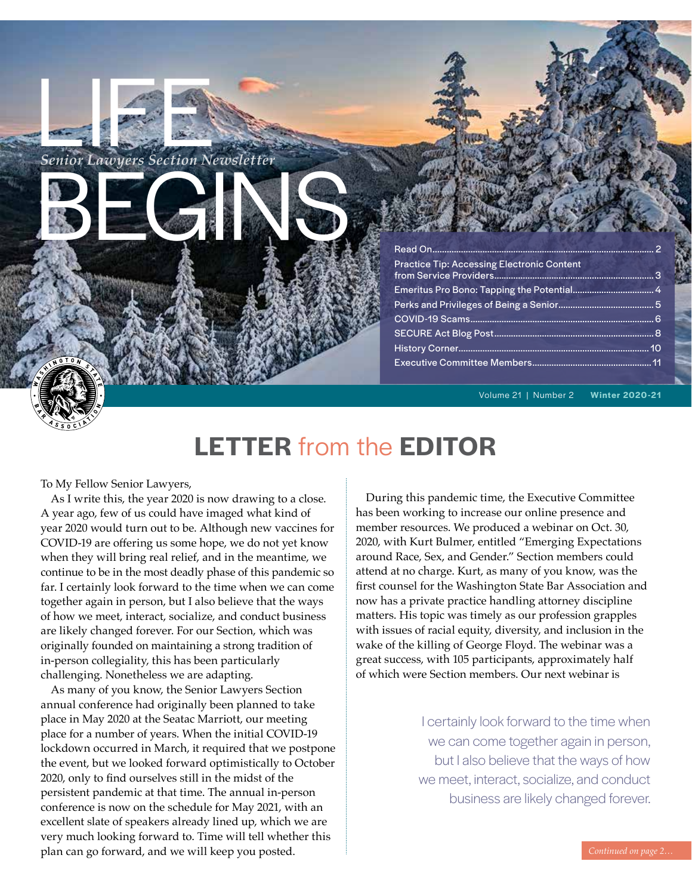# LIFE BEGINS

*Senior Lawyers Section Newsletter*

| | |
|---|---|
| Read On | 2 |
| Practice Tip: Accessing Electronic Content from Service Providers | 3 |
| Emeritus Pro Bono: Tapping the Potential | 4 |
| Perks and Privileges of Being a Senior | 5 |
| COVID-19 Scams | 6 |
| SECURE Act Blog Post | 8 |
| History Corner | 10 |
| Executive Committee Members | 11 |

Volume 21 | Number 2 **Winter 2020-21**

## LETTER from the EDITOR

To My Fellow Senior Lawyers,

As I write this, the year 2020 is now drawing to a close. A year ago, few of us could have imaged what kind of year 2020 would turn out to be. Although new vaccines for COVID-19 are offering us some hope, we do not yet know when they will bring real relief, and in the meantime, we continue to be in the most deadly phase of this pandemic so far. I certainly look forward to the time when we can come together again in person, but I also believe that the ways of how we meet, interact, socialize, and conduct business are likely changed forever. For our Section, which was originally founded on maintaining a strong tradition of in-person collegiality, this has been particularly challenging. Nonetheless we are adapting.

As many of you know, the Senior Lawyers Section annual conference had originally been planned to take place in May 2020 at the Seatac Marriott, our meeting place for a number of years. When the initial COVID-19 lockdown occurred in March, it required that we postpone the event, but we looked forward optimistically to October 2020, only to find ourselves still in the midst of the persistent pandemic at that time. The annual in-person conference is now on the schedule for May 2021, with an excellent slate of speakers already lined up, which we are very much looking forward to. Time will tell whether this plan can go forward, and we will keep you posted.

During this pandemic time, the Executive Committee has been working to increase our online presence and member resources. We produced a webinar on Oct. 30, 2020, with Kurt Bulmer, entitled "Emerging Expectations around Race, Sex, and Gender." Section members could attend at no charge. Kurt, as many of you know, was the first counsel for the Washington State Bar Association and now has a private practice handling attorney discipline matters. His topic was timely as our profession grapples with issues of racial equity, diversity, and inclusion in the wake of the killing of George Floyd. The webinar was a great success, with 105 participants, approximately half of which were Section members. Our next webinar is

> I certainly look forward to the time when we can come together again in person, but I also believe that the ways of how we meet, interact, socialize, and conduct business are likely changed forever.

*Continued on page 2…*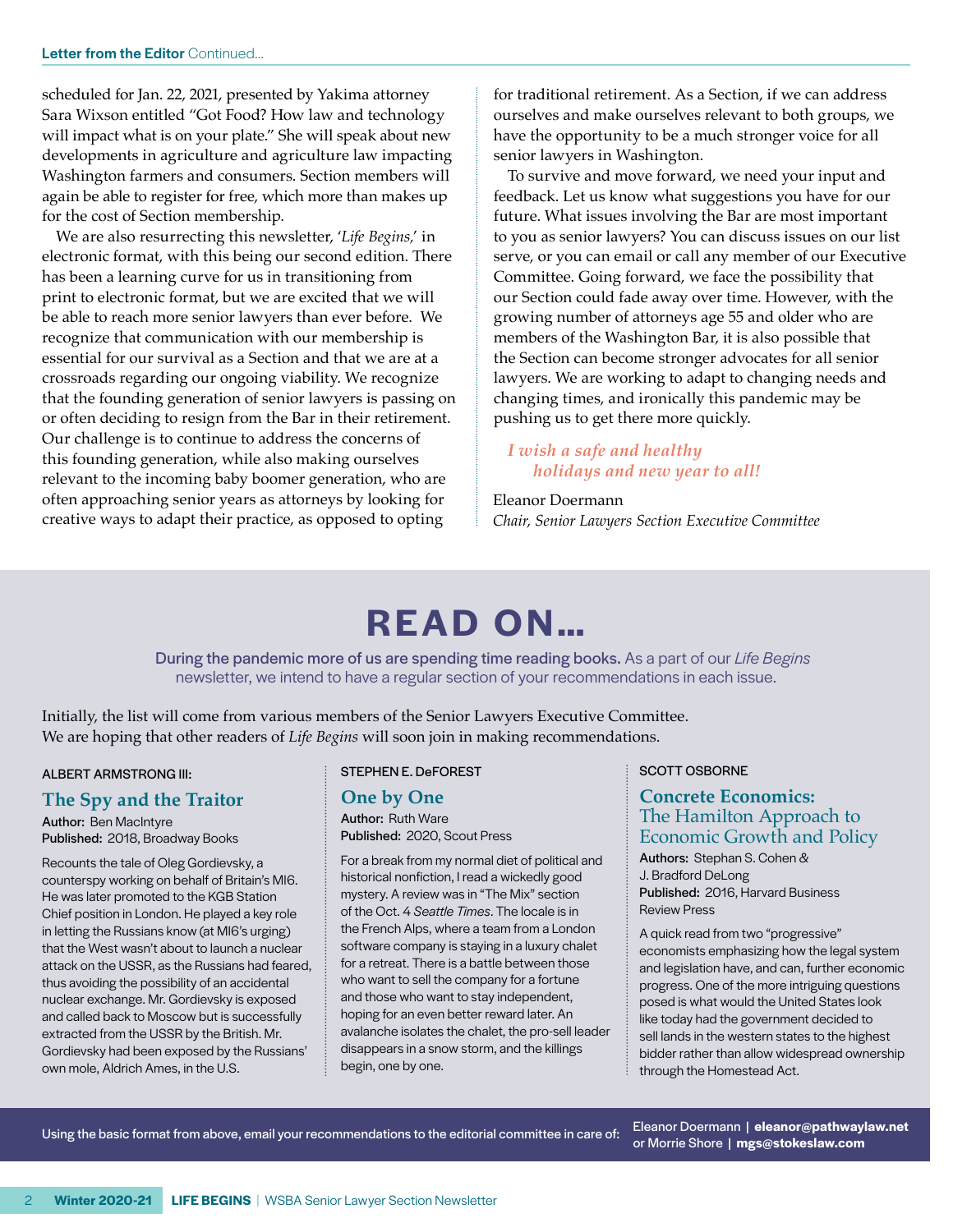**Letter from the Editor** Continued...

scheduled for Jan. 22, 2021, presented by Yakima attorney Sara Wixson entitled "Got Food? How law and technology will impact what is on your plate." She will speak about new developments in agriculture and agriculture law impacting Washington farmers and consumers. Section members will again be able to register for free, which more than makes up for the cost of Section membership.

We are also resurrecting this newsletter, '*Life Begins*,' in electronic format, with this being our second edition. There has been a learning curve for us in transitioning from print to electronic format, but we are excited that we will be able to reach more senior lawyers than ever before. We recognize that communication with our membership is essential for our survival as a Section and that we are at a crossroads regarding our ongoing viability. We recognize that the founding generation of senior lawyers is passing on or often deciding to resign from the Bar in their retirement. Our challenge is to continue to address the concerns of this founding generation, while also making ourselves relevant to the incoming baby boomer generation, who are often approaching senior years as attorneys by looking for creative ways to adapt their practice, as opposed to opting for traditional retirement. As a Section, if we can address ourselves and make ourselves relevant to both groups, we have the opportunity to be a much stronger voice for all senior lawyers in Washington.

To survive and move forward, we need your input and feedback. Let us know what suggestions you have for our future. What issues involving the Bar are most important to you as senior lawyers? You can discuss issues on our list serve, or you can email or call any member of our Executive Committee. Going forward, we face the possibility that our Section could fade away over time. However, with the growing number of attorneys age 55 and older who are members of the Washington Bar, it is also possible that the Section can become stronger advocates for all senior lawyers. We are working to adapt to changing needs and changing times, and ironically this pandemic may be pushing us to get there more quickly.

*I wish a safe and healthy holidays and new year to all!*

Eleanor Doermann
*Chair, Senior Lawyers Section Executive Committee*

# READ ON...

**During the pandemic more of us are spending time reading books.** As a part of our *Life Begins* newsletter, we intend to have a regular section of your recommendations in each issue.

Initially, the list will come from various members of the Senior Lawyers Executive Committee. We are hoping that other readers of *Life Begins* will soon join in making recommendations.

ALBERT ARMSTRONG III:

### The Spy and the Traitor

**Author:** Ben MacIntyre
**Published:** 2018, Broadway Books

Recounts the tale of Oleg Gordievsky, a counterspy working on behalf of Britain's MI6. He was later promoted to the KGB Station Chief position in London. He played a key role in letting the Russians know (at MI6's urging) that the West wasn't about to launch a nuclear attack on the USSR, as the Russians had feared, thus avoiding the possibility of an accidental nuclear exchange. Mr. Gordievsky is exposed and called back to Moscow but is successfully extracted from the USSR by the British. Mr. Gordievsky had been exposed by the Russians' own mole, Aldrich Ames, in the U.S.

STEPHEN E. DeFOREST

### One by One

**Author:** Ruth Ware
**Published:** 2020, Scout Press

For a break from my normal diet of political and historical nonfiction, I read a wickedly good mystery. A review was in "The Mix" section of the Oct. 4 *Seattle Times*. The locale is in the French Alps, where a team from a London software company is staying in a luxury chalet for a retreat. There is a battle between those who want to sell the company for a fortune and those who want to stay independent, hoping for an even better reward later. An avalanche isolates the chalet, the pro-sell leader disappears in a snow storm, and the killings begin, one by one.

SCOTT OSBORNE

### Concrete Economics: The Hamilton Approach to Economic Growth and Policy

**Authors:** Stephan S. Cohen & J. Bradford DeLong
**Published:** 2016, Harvard Business Review Press

A quick read from two "progressive" economists emphasizing how the legal system and legislation have, and can, further economic progress. One of the more intriguing questions posed is what would the United States look like today had the government decided to sell lands in the western states to the highest bidder rather than allow widespread ownership through the Homestead Act.

Using the basic format from above, email your recommendations to the editorial committee in care of: Eleanor Doermann | **eleanor@pathwaylaw.net** or Morrie Shore | **mgs@stokeslaw.com**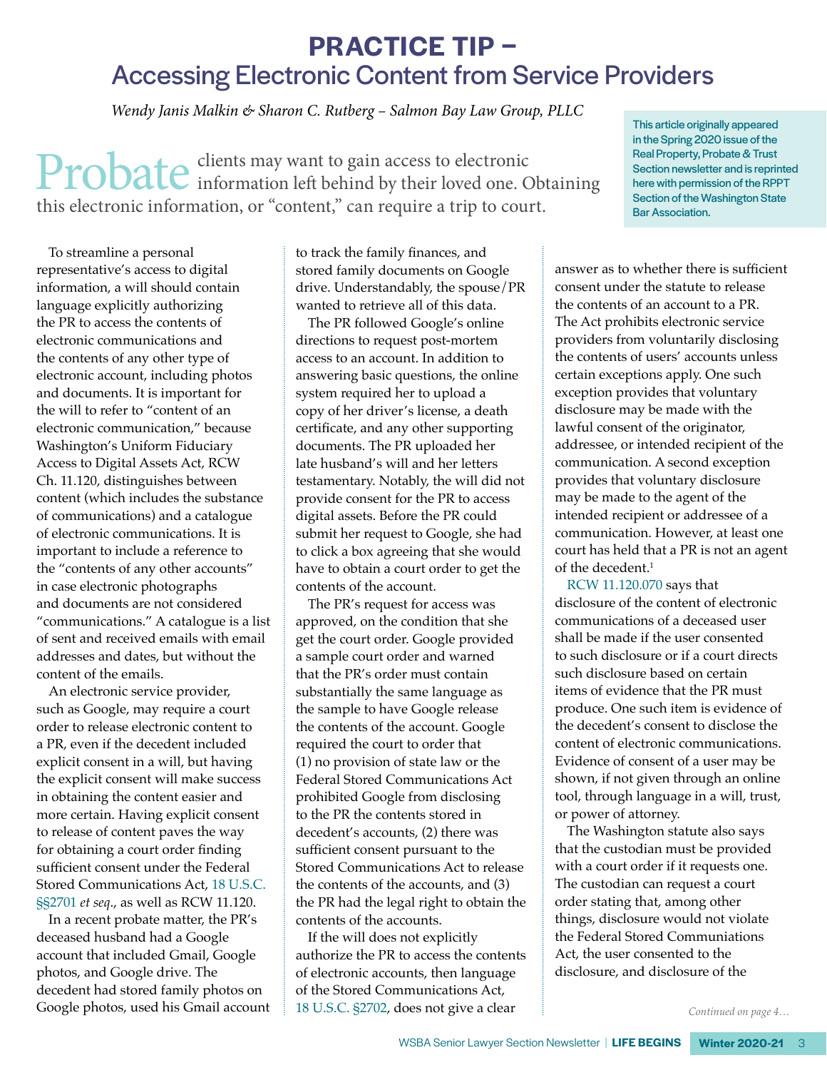# PRACTICE TIP – Accessing Electronic Content from Service Providers

*Wendy Janis Malkin & Sharon C. Rutberg – Salmon Bay Law Group, PLLC*

This article originally appeared in the Spring 2020 issue of the Real Property, Probate & Trust Section newsletter and is reprinted here with permission of the RPPT Section of the Washington State Bar Association.

Probate clients may want to gain access to electronic information left behind by their loved one. Obtaining this electronic information, or "content," can require a trip to court.

To streamline a personal representative's access to digital information, a will should contain language explicitly authorizing the PR to access the contents of electronic communications and the contents of any other type of electronic account, including photos and documents. It is important for the will to refer to "content of an electronic communication," because Washington's Uniform Fiduciary Access to Digital Assets Act, RCW Ch. 11.120, distinguishes between content (which includes the substance of communications) and a catalogue of electronic communications. It is important to include a reference to the "contents of any other accounts" in case electronic photographs and documents are not considered "communications." A catalogue is a list of sent and received emails with email addresses and dates, but without the content of the emails.

An electronic service provider, such as Google, may require a court order to release electronic content to a PR, even if the decedent included explicit consent in a will, but having the explicit consent will make success in obtaining the content easier and more certain. Having explicit consent to release of content paves the way for obtaining a court order finding sufficient consent under the Federal Stored Communications Act, 18 U.S.C. §§2701 *et seq*., as well as RCW 11.120.

In a recent probate matter, the PR's deceased husband had a Google account that included Gmail, Google photos, and Google drive. The decedent had stored family photos on Google photos, used his Gmail account to track the family finances, and stored family documents on Google drive. Understandably, the spouse/PR wanted to retrieve all of this data.

The PR followed Google's online directions to request post-mortem access to an account. In addition to answering basic questions, the online system required her to upload a copy of her driver's license, a death certificate, and any other supporting documents. The PR uploaded her late husband's will and her letters testamentary. Notably, the will did not provide consent for the PR to access digital assets. Before the PR could submit her request to Google, she had to click a box agreeing that she would have to obtain a court order to get the contents of the account.

The PR's request for access was approved, on the condition that she get the court order. Google provided a sample court order and warned that the PR's order must contain substantially the same language as the sample to have Google release the contents of the account. Google required the court to order that (1) no provision of state law or the Federal Stored Communications Act prohibited Google from disclosing to the PR the contents stored in decedent's accounts, (2) there was sufficient consent pursuant to the Stored Communications Act to release the contents of the accounts, and (3) the PR had the legal right to obtain the contents of the accounts.

If the will does not explicitly authorize the PR to access the contents of electronic accounts, then language of the Stored Communications Act, 18 U.S.C. §2702, does not give a clear answer as to whether there is sufficient consent under the statute to release the contents of an account to a PR. The Act prohibits electronic service providers from voluntarily disclosing the contents of users' accounts unless certain exceptions apply. One such exception provides that voluntary disclosure may be made with the lawful consent of the originator, addressee, or intended recipient of the communication. A second exception provides that voluntary disclosure may be made to the agent of the intended recipient or addressee of a communication. However, at least one court has held that a PR is not an agent of the decedent.[1]

RCW 11.120.070 says that disclosure of the content of electronic communications of a deceased user shall be made if the user consented to such disclosure or if a court directs such disclosure based on certain items of evidence that the PR must produce. One such item is evidence of the decedent's consent to disclose the content of electronic communications. Evidence of consent of a user may be shown, if not given through an online tool, through language in a will, trust, or power of attorney.

The Washington statute also says that the custodian must be provided with a court order if it requests one. The custodian can request a court order stating that, among other things, disclosure would not violate the Federal Stored Communiations Act, the user consented to the disclosure, and disclosure of the

*Continued on page 4…*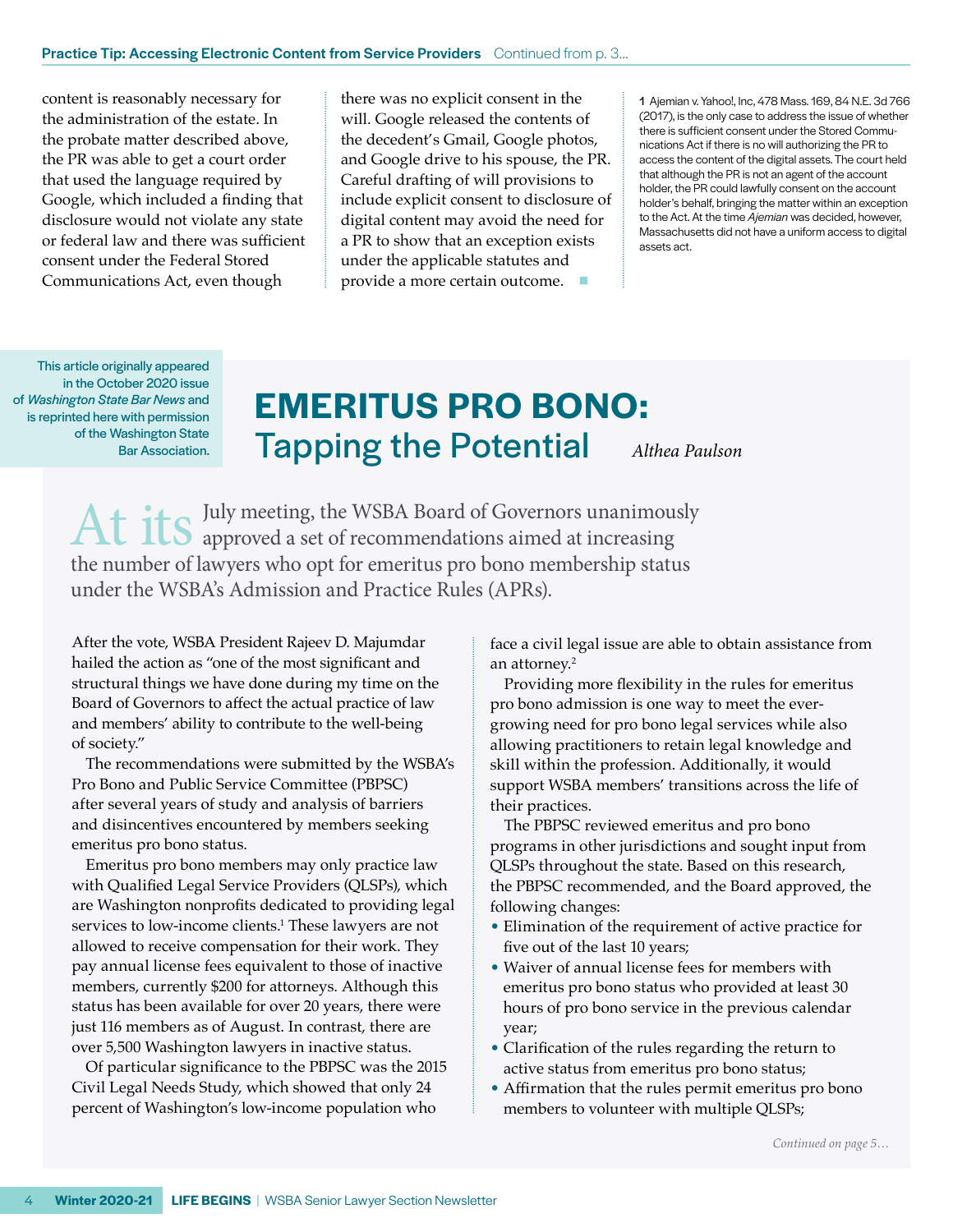**Practice Tip: Accessing Electronic Content from Service Providers** Continued from p. 3...

content is reasonably necessary for the administration of the estate. In the probate matter described above, the PR was able to get a court order that used the language required by Google, which included a finding that disclosure would not violate any state or federal law and there was sufficient consent under the Federal Stored Communications Act, even though there was no explicit consent in the will. Google released the contents of the decedent's Gmail, Google photos, and Google drive to his spouse, the PR. Careful drafting of will provisions to include explicit consent to disclosure of digital content may avoid the need for a PR to show that an exception exists under the applicable statutes and provide a more certain outcome. ■

1 Ajemian v. Yahoo!, Inc, 478 Mass. 169, 84 N.E. 3d 766 (2017), is the only case to address the issue of whether there is sufficient consent under the Stored Communications Act if there is no will authorizing the PR to access the content of the digital assets. The court held that although the PR is not an agent of the account holder, the PR could lawfully consent on the account holder's behalf, bringing the matter within an exception to the Act. At the time *Ajemian* was decided, however, Massachusetts did not have a uniform access to digital assets act.

This article originally appeared in the October 2020 issue of *Washington State Bar News* and is reprinted here with permission of the Washington State Bar Association.

# EMERITUS PRO BONO: Tapping the Potential

*Althea Paulson*

At its July meeting, the WSBA Board of Governors unanimously approved a set of recommendations aimed at increasing the number of lawyers who opt for emeritus pro bono membership status under the WSBA's Admission and Practice Rules (APRs).

After the vote, WSBA President Rajeev D. Majumdar hailed the action as "one of the most significant and structural things we have done during my time on the Board of Governors to affect the actual practice of law and members' ability to contribute to the well-being of society."

The recommendations were submitted by the WSBA's Pro Bono and Public Service Committee (PBPSC) after several years of study and analysis of barriers and disincentives encountered by members seeking emeritus pro bono status.

Emeritus pro bono members may only practice law with Qualified Legal Service Providers (QLSPs), which are Washington nonprofits dedicated to providing legal services to low-income clients.[1] These lawyers are not allowed to receive compensation for their work. They pay annual license fees equivalent to those of inactive members, currently $200 for attorneys. Although this status has been available for over 20 years, there were just 116 members as of August. In contrast, there are over 5,500 Washington lawyers in inactive status.

Of particular significance to the PBPSC was the 2015 Civil Legal Needs Study, which showed that only 24 percent of Washington's low-income population who face a civil legal issue are able to obtain assistance from an attorney.[2]

Providing more flexibility in the rules for emeritus pro bono admission is one way to meet the ever-growing need for pro bono legal services while also allowing practitioners to retain legal knowledge and skill within the profession. Additionally, it would support WSBA members' transitions across the life of their practices.

The PBPSC reviewed emeritus and pro bono programs in other jurisdictions and sought input from QLSPs throughout the state. Based on this research, the PBPSC recommended, and the Board approved, the following changes:

- Elimination of the requirement of active practice for five out of the last 10 years;
- Waiver of annual license fees for members with emeritus pro bono status who provided at least 30 hours of pro bono service in the previous calendar year;
- Clarification of the rules regarding the return to active status from emeritus pro bono status;
- Affirmation that the rules permit emeritus pro bono members to volunteer with multiple QLSPs;

*Continued on page 5…*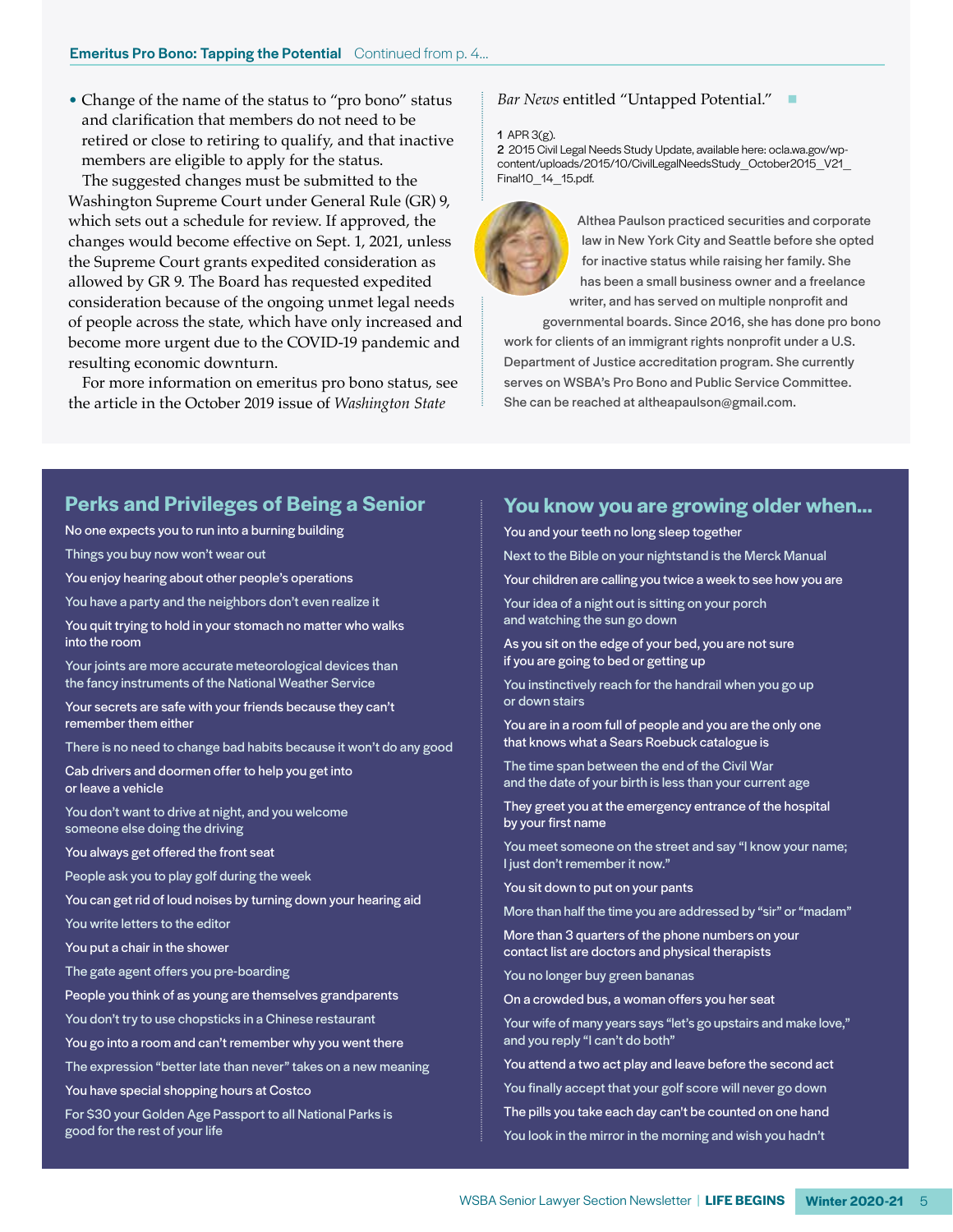**Emeritus Pro Bono: Tapping the Potential** Continued from p. 4...

- Change of the name of the status to "pro bono" status and clarification that members do not need to be retired or close to retiring to qualify, and that inactive members are eligible to apply for the status.

The suggested changes must be submitted to the Washington Supreme Court under General Rule (GR) 9, which sets out a schedule for review. If approved, the changes would become effective on Sept. 1, 2021, unless the Supreme Court grants expedited consideration as allowed by GR 9. The Board has requested expedited consideration because of the ongoing unmet legal needs of people across the state, which have only increased and become more urgent due to the COVID-19 pandemic and resulting economic downturn.

For more information on emeritus pro bono status, see the article in the October 2019 issue of *Washington State Bar News* entitled "Untapped Potential."

1 APR 3(g).

2 2015 Civil Legal Needs Study Update, available here: ocla.wa.gov/wp-content/uploads/2015/10/CivilLegalNeedsStudy_October2015_V21_Final10_14_15.pdf.

Althea Paulson practiced securities and corporate law in New York City and Seattle before she opted for inactive status while raising her family. She has been a small business owner and a freelance writer, and has served on multiple nonprofit and governmental boards. Since 2016, she has done pro bono work for clients of an immigrant rights nonprofit under a U.S. Department of Justice accreditation program. She currently serves on WSBA's Pro Bono and Public Service Committee. She can be reached at altheapaulson@gmail.com.

## Perks and Privileges of Being a Senior

No one expects you to run into a burning building

Things you buy now won't wear out

You enjoy hearing about other people's operations

You have a party and the neighbors don't even realize it

You quit trying to hold in your stomach no matter who walks into the room

Your joints are more accurate meteorological devices than the fancy instruments of the National Weather Service

Your secrets are safe with your friends because they can't remember them either

There is no need to change bad habits because it won't do any good

Cab drivers and doormen offer to help you get into or leave a vehicle

You don't want to drive at night, and you welcome someone else doing the driving

You always get offered the front seat

People ask you to play golf during the week

You can get rid of loud noises by turning down your hearing aid

You write letters to the editor

You put a chair in the shower

The gate agent offers you pre-boarding

People you think of as young are themselves grandparents

You don't try to use chopsticks in a Chinese restaurant

You go into a room and can't remember why you went there

The expression "better late than never" takes on a new meaning

You have special shopping hours at Costco

For $30 your Golden Age Passport to all National Parks is good for the rest of your life

## You know you are growing older when...

You and your teeth no long sleep together

Next to the Bible on your nightstand is the Merck Manual

Your children are calling you twice a week to see how you are

Your idea of a night out is sitting on your porch and watching the sun go down

As you sit on the edge of your bed, you are not sure if you are going to bed or getting up

You instinctively reach for the handrail when you go up or down stairs

You are in a room full of people and you are the only one that knows what a Sears Roebuck catalogue is

The time span between the end of the Civil War and the date of your birth is less than your current age

They greet you at the emergency entrance of the hospital by your first name

You meet someone on the street and say "I know your name; I just don't remember it now."

You sit down to put on your pants

More than half the time you are addressed by "sir" or "madam"

More than 3 quarters of the phone numbers on your contact list are doctors and physical therapists

You no longer buy green bananas

On a crowded bus, a woman offers you her seat

Your wife of many years says "let's go upstairs and make love," and you reply "I can't do both"

You attend a two act play and leave before the second act

You finally accept that your golf score will never go down

The pills you take each day can't be counted on one hand

You look in the mirror in the morning and wish you hadn't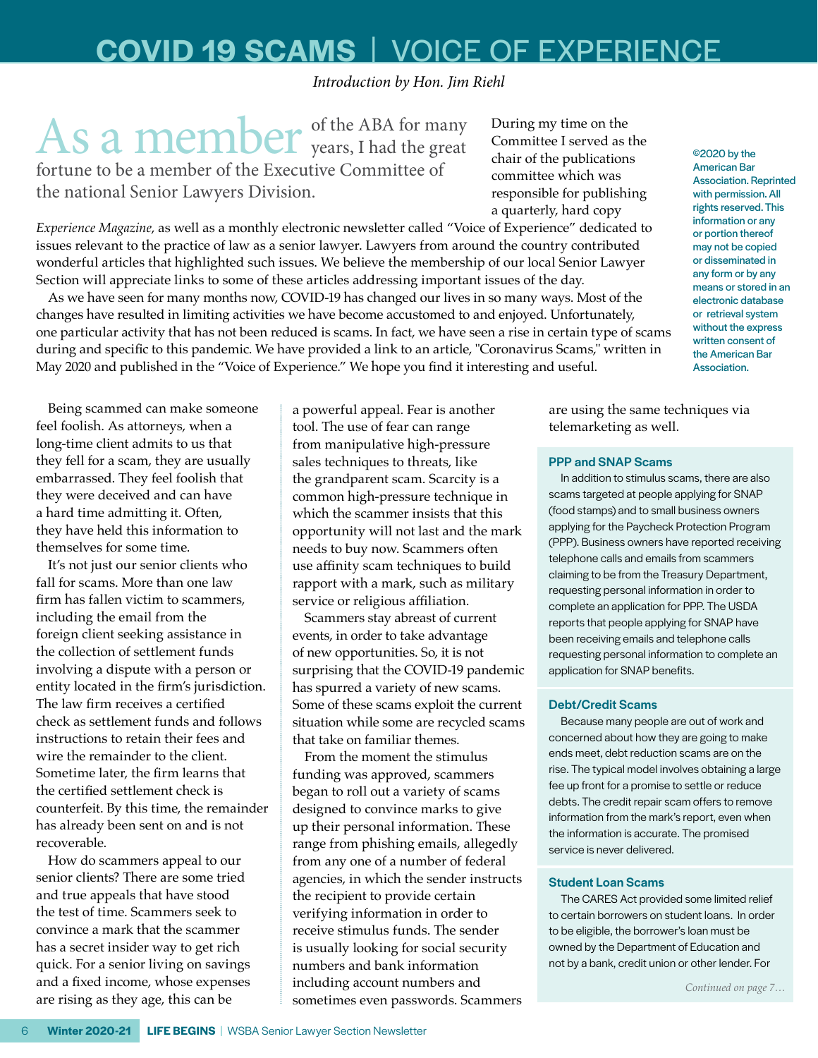# COVID 19 SCAMS | VOICE OF EXPERIENCE

*Introduction by Hon. Jim Riehl*

As a member of the ABA for many years, I had the great fortune to be a member of the Executive Committee of the national Senior Lawyers Division.

During my time on the Committee I served as the chair of the publications committee which was responsible for publishing a quarterly, hard copy *Experience Magazine*, as well as a monthly electronic newsletter called "Voice of Experience" dedicated to issues relevant to the practice of law as a senior lawyer. Lawyers from around the country contributed wonderful articles that highlighted such issues. We believe the membership of our local Senior Lawyer Section will appreciate links to some of these articles addressing important issues of the day.

As we have seen for many months now, COVID-19 has changed our lives in so many ways. Most of the changes have resulted in limiting activities we have become accustomed to and enjoyed. Unfortunately, one particular activity that has not been reduced is scams. In fact, we have seen a rise in certain type of scams during and specific to this pandemic. We have provided a link to an article, "Coronavirus Scams," written in May 2020 and published in the "Voice of Experience." We hope you find it interesting and useful.

©2020 by the American Bar Association. Reprinted with permission. All rights reserved. This information or any or portion thereof may not be copied or disseminated in any form or by any means or stored in an electronic database or retrieval system without the express written consent of the American Bar Association.

Being scammed can make someone feel foolish. As attorneys, when a long-time client admits to us that they fell for a scam, they are usually embarrassed. They feel foolish that they were deceived and can have a hard time admitting it. Often, they have held this information to themselves for some time.

It's not just our senior clients who fall for scams. More than one law firm has fallen victim to scammers, including the email from the foreign client seeking assistance in the collection of settlement funds involving a dispute with a person or entity located in the firm's jurisdiction. The law firm receives a certified check as settlement funds and follows instructions to retain their fees and wire the remainder to the client. Sometime later, the firm learns that the certified settlement check is counterfeit. By this time, the remainder has already been sent on and is not recoverable.

How do scammers appeal to our senior clients? There are some tried and true appeals that have stood the test of time. Scammers seek to convince a mark that the scammer has a secret insider way to get rich quick. For a senior living on savings and a fixed income, whose expenses are rising as they age, this can be a powerful appeal. Fear is another tool. The use of fear can range from manipulative high-pressure sales techniques to threats, like the grandparent scam. Scarcity is a common high-pressure technique in which the scammer insists that this opportunity will not last and the mark needs to buy now. Scammers often use affinity scam techniques to build rapport with a mark, such as military service or religious affiliation.

Scammers stay abreast of current events, in order to take advantage of new opportunities. So, it is not surprising that the COVID-19 pandemic has spurred a variety of new scams. Some of these scams exploit the current situation while some are recycled scams that take on familiar themes.

From the moment the stimulus funding was approved, scammers began to roll out a variety of scams designed to convince marks to give up their personal information. These range from phishing emails, allegedly from any one of a number of federal agencies, in which the sender instructs the recipient to provide certain verifying information in order to receive stimulus funds. The sender is usually looking for social security numbers and bank information including account numbers and sometimes even passwords. Scammers are using the same techniques via telemarketing as well.

### PPP and SNAP Scams

In addition to stimulus scams, there are also scams targeted at people applying for SNAP (food stamps) and to small business owners applying for the Paycheck Protection Program (PPP). Business owners have reported receiving telephone calls and emails from scammers claiming to be from the Treasury Department, requesting personal information in order to complete an application for PPP. The USDA reports that people applying for SNAP have been receiving emails and telephone calls requesting personal information to complete an application for SNAP benefits.

### Debt/Credit Scams

Because many people are out of work and concerned about how they are going to make ends meet, debt reduction scams are on the rise. The typical model involves obtaining a large fee up front for a promise to settle or reduce debts. The credit repair scam offers to remove information from the mark's report, even when the information is accurate. The promised service is never delivered.

### Student Loan Scams

The CARES Act provided some limited relief to certain borrowers on student loans. In order to be eligible, the borrower's loan must be owned by the Department of Education and not by a bank, credit union or other lender. For

*Continued on page 7…*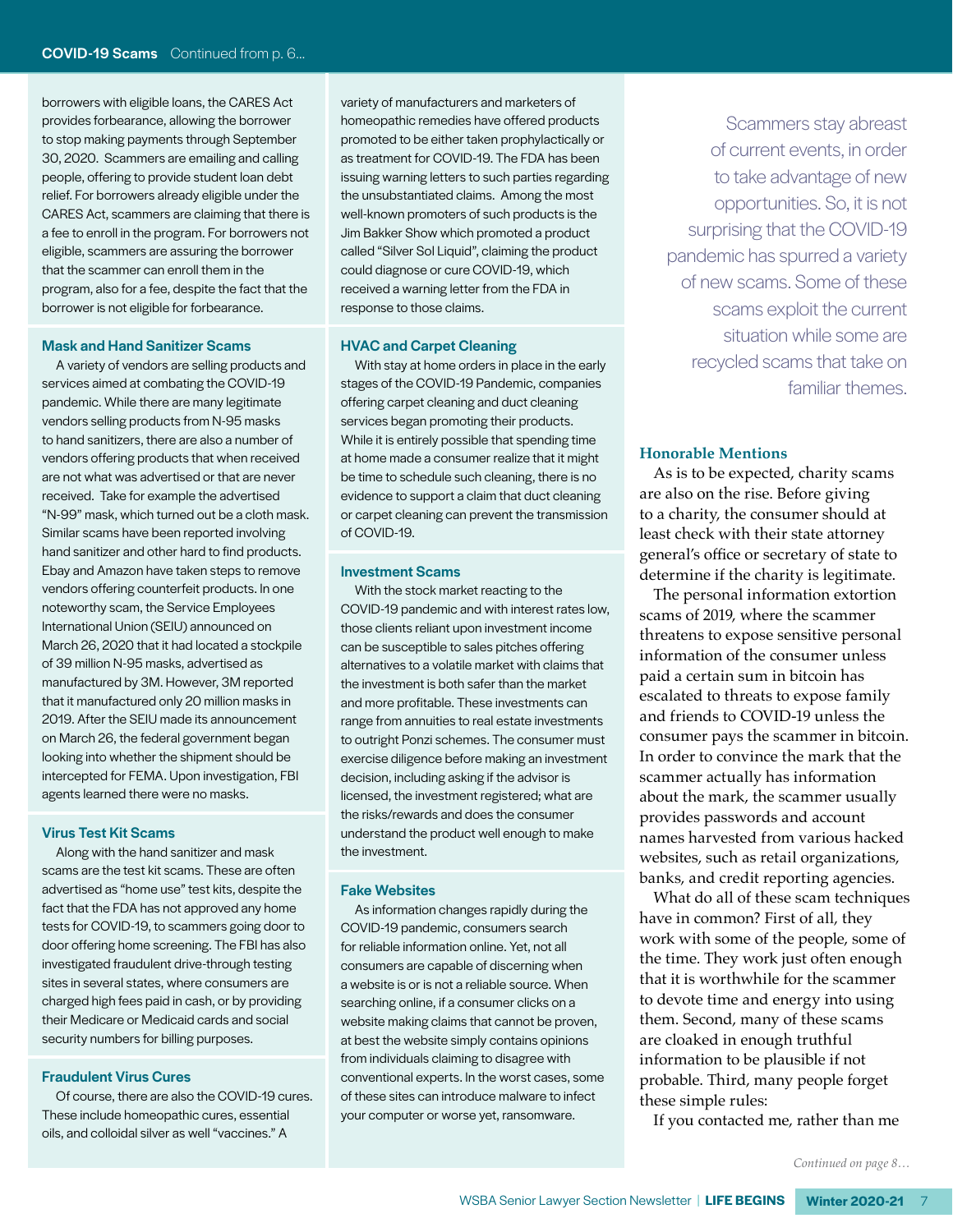borrowers with eligible loans, the CARES Act provides forbearance, allowing the borrower to stop making payments through September 30, 2020. Scammers are emailing and calling people, offering to provide student loan debt relief. For borrowers already eligible under the CARES Act, scammers are claiming that there is a fee to enroll in the program. For borrowers not eligible, scammers are assuring the borrower that the scammer can enroll them in the program, also for a fee, despite the fact that the borrower is not eligible for forbearance.

### Mask and Hand Sanitizer Scams

A variety of vendors are selling products and services aimed at combating the COVID-19 pandemic. While there are many legitimate vendors selling products from N-95 masks to hand sanitizers, there are also a number of vendors offering products that when received are not what was advertised or that are never received. Take for example the advertised "N-99" mask, which turned out be a cloth mask. Similar scams have been reported involving hand sanitizer and other hard to find products. Ebay and Amazon have taken steps to remove vendors offering counterfeit products. In one noteworthy scam, the Service Employees International Union (SEIU) announced on March 26, 2020 that it had located a stockpile of 39 million N-95 masks, advertised as manufactured by 3M. However, 3M reported that it manufactured only 20 million masks in 2019. After the SEIU made its announcement on March 26, the federal government began looking into whether the shipment should be intercepted for FEMA. Upon investigation, FBI agents learned there were no masks.

### Virus Test Kit Scams

Along with the hand sanitizer and mask scams are the test kit scams. These are often advertised as "home use" test kits, despite the fact that the FDA has not approved any home tests for COVID-19, to scammers going door to door offering home screening. The FBI has also investigated fraudulent drive-through testing sites in several states, where consumers are charged high fees paid in cash, or by providing their Medicare or Medicaid cards and social security numbers for billing purposes.

### Fraudulent Virus Cures

Of course, there are also the COVID-19 cures. These include homeopathic cures, essential oils, and colloidal silver as well "vaccines." A variety of manufacturers and marketers of homeopathic remedies have offered products promoted to be either taken prophylactically or as treatment for COVID-19. The FDA has been issuing warning letters to such parties regarding the unsubstantiated claims. Among the most well-known promoters of such products is the Jim Bakker Show which promoted a product called "Silver Sol Liquid", claiming the product could diagnose or cure COVID-19, which received a warning letter from the FDA in response to those claims.

### HVAC and Carpet Cleaning

With stay at home orders in place in the early stages of the COVID-19 Pandemic, companies offering carpet cleaning and duct cleaning services began promoting their products. While it is entirely possible that spending time at home made a consumer realize that it might be time to schedule such cleaning, there is no evidence to support a claim that duct cleaning or carpet cleaning can prevent the transmission of COVID-19.

### Investment Scams

With the stock market reacting to the COVID-19 pandemic and with interest rates low, those clients reliant upon investment income can be susceptible to sales pitches offering alternatives to a volatile market with claims that the investment is both safer than the market and more profitable. These investments can range from annuities to real estate investments to outright Ponzi schemes. The consumer must exercise diligence before making an investment decision, including asking if the advisor is licensed, the investment registered; what are the risks/rewards and does the consumer understand the product well enough to make the investment.

### Fake Websites

As information changes rapidly during the COVID-19 pandemic, consumers search for reliable information online. Yet, not all consumers are capable of discerning when a website is or is not a reliable source. When searching online, if a consumer clicks on a website making claims that cannot be proven, at best the website simply contains opinions from individuals claiming to disagree with conventional experts. In the worst cases, some of these sites can introduce malware to infect your computer or worse yet, ransomware.

> Scammers stay abreast of current events, in order to take advantage of new opportunities. So, it is not surprising that the COVID-19 pandemic has spurred a variety of new scams. Some of these scams exploit the current situation while some are recycled scams that take on familiar themes.

### Honorable Mentions

As is to be expected, charity scams are also on the rise. Before giving to a charity, the consumer should at least check with their state attorney general's office or secretary of state to determine if the charity is legitimate.

The personal information extortion scams of 2019, where the scammer threatens to expose sensitive personal information of the consumer unless paid a certain sum in bitcoin has escalated to threats to expose family and friends to COVID-19 unless the consumer pays the scammer in bitcoin. In order to convince the mark that the scammer actually has information about the mark, the scammer usually provides passwords and account names harvested from various hacked websites, such as retail organizations, banks, and credit reporting agencies.

What do all of these scam techniques have in common? First of all, they work with some of the people, some of the time. They work just often enough that it is worthwhile for the scammer to devote time and energy into using them. Second, many of these scams are cloaked in enough truthful information to be plausible if not probable. Third, many people forget these simple rules:

If you contacted me, rather than me

*Continued on page 8…*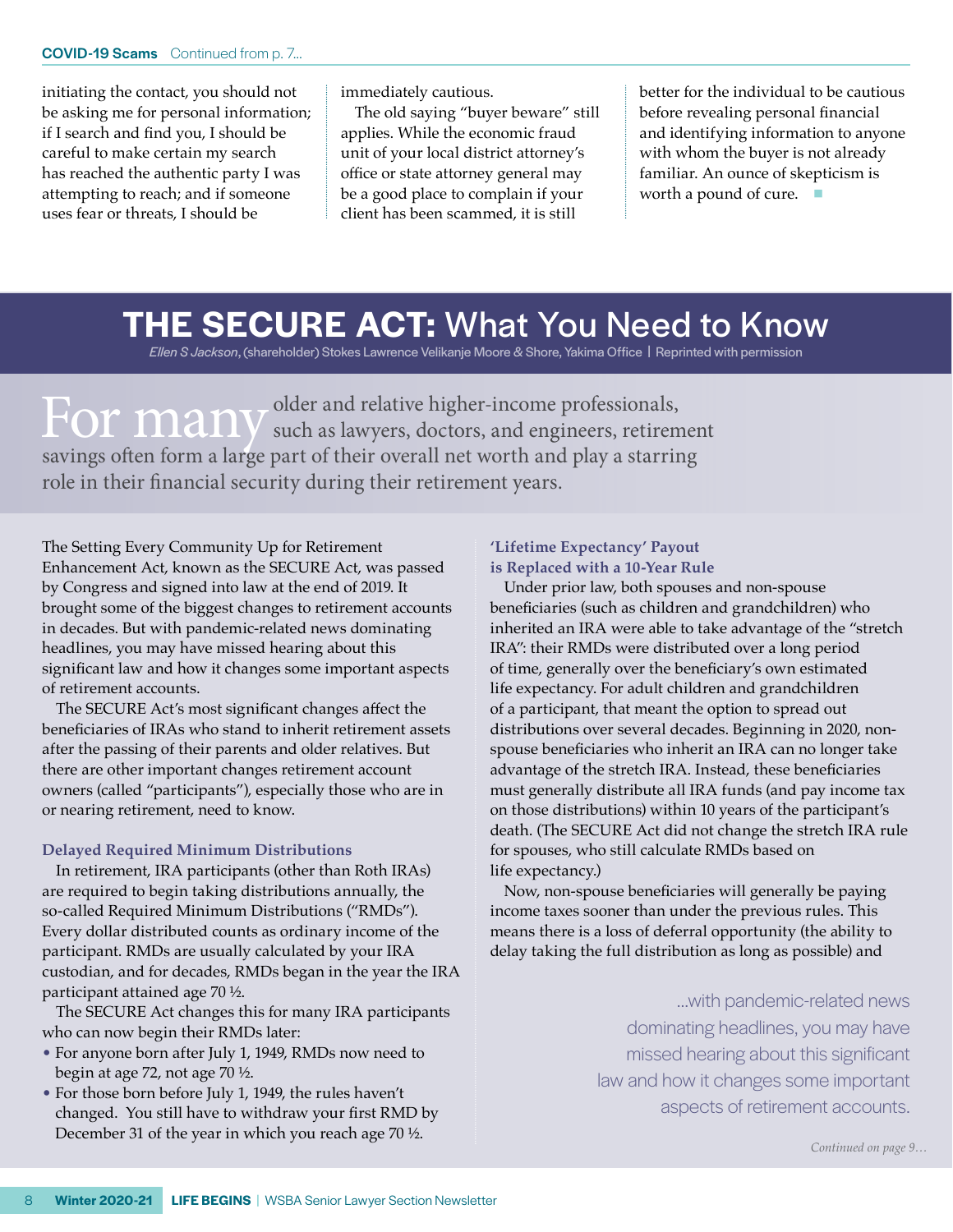initiating the contact, you should not be asking me for personal information; if I search and find you, I should be careful to make certain my search has reached the authentic party I was attempting to reach; and if someone uses fear or threats, I should be immediately cautious.

The old saying "buyer beware" still applies. While the economic fraud unit of your local district attorney's office or state attorney general may be a good place to complain if your client has been scammed, it is still better for the individual to be cautious before revealing personal financial and identifying information to anyone with whom the buyer is not already familiar. An ounce of skepticism is worth a pound of cure.

# THE SECURE ACT: What You Need to Know

*Ellen S Jackson*, (shareholder) Stokes Lawrence Velikanje Moore & Shore, Yakima Office | Reprinted with permission

For many older and relative higher-income professionals, such as lawyers, doctors, and engineers, retirement savings often form a large part of their overall net worth and play a starring role in their financial security during their retirement years.

The Setting Every Community Up for Retirement Enhancement Act, known as the SECURE Act, was passed by Congress and signed into law at the end of 2019. It brought some of the biggest changes to retirement accounts in decades. But with pandemic-related news dominating headlines, you may have missed hearing about this significant law and how it changes some important aspects of retirement accounts.

The SECURE Act's most significant changes affect the beneficiaries of IRAs who stand to inherit retirement assets after the passing of their parents and older relatives. But there are other important changes retirement account owners (called "participants"), especially those who are in or nearing retirement, need to know.

### Delayed Required Minimum Distributions

In retirement, IRA participants (other than Roth IRAs) are required to begin taking distributions annually, the so-called Required Minimum Distributions ("RMDs"). Every dollar distributed counts as ordinary income of the participant. RMDs are usually calculated by your IRA custodian, and for decades, RMDs began in the year the IRA participant attained age 70 ½.

The SECURE Act changes this for many IRA participants who can now begin their RMDs later:

- For anyone born after July 1, 1949, RMDs now need to begin at age 72, not age 70 ½.
- For those born before July 1, 1949, the rules haven't changed. You still have to withdraw your first RMD by December 31 of the year in which you reach age 70 ½.

### 'Lifetime Expectancy' Payout is Replaced with a 10-Year Rule

Under prior law, both spouses and non-spouse beneficiaries (such as children and grandchildren) who inherited an IRA were able to take advantage of the "stretch IRA": their RMDs were distributed over a long period of time, generally over the beneficiary's own estimated life expectancy. For adult children and grandchildren of a participant, that meant the option to spread out distributions over several decades. Beginning in 2020, non-spouse beneficiaries who inherit an IRA can no longer take advantage of the stretch IRA. Instead, these beneficiaries must generally distribute all IRA funds (and pay income tax on those distributions) within 10 years of the participant's death. (The SECURE Act did not change the stretch IRA rule for spouses, who still calculate RMDs based on life expectancy.)

Now, non-spouse beneficiaries will generally be paying income taxes sooner than under the previous rules. This means there is a loss of deferral opportunity (the ability to delay taking the full distribution as long as possible) and

> ...with pandemic-related news dominating headlines, you may have missed hearing about this significant law and how it changes some important aspects of retirement accounts.

*Continued on page 9…*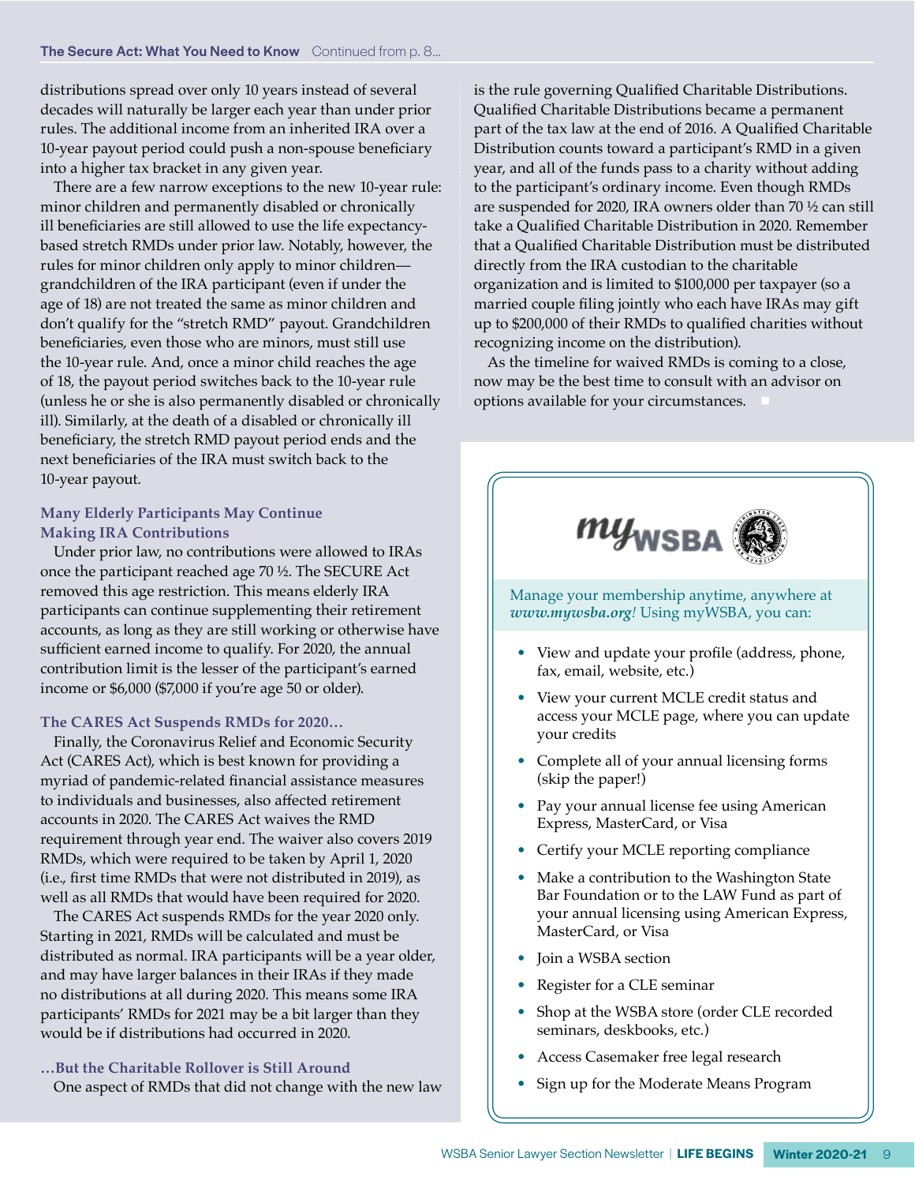distributions spread over only 10 years instead of several decades will naturally be larger each year than under prior rules. The additional income from an inherited IRA over a 10-year payout period could push a non-spouse beneficiary into a higher tax bracket in any given year.

There are a few narrow exceptions to the new 10-year rule: minor children and permanently disabled or chronically ill beneficiaries are still allowed to use the life expectancy-based stretch RMDs under prior law. Notably, however, the rules for minor children only apply to minor children—grandchildren of the IRA participant (even if under the age of 18) are not treated the same as minor children and don't qualify for the "stretch RMD" payout. Grandchildren beneficiaries, even those who are minors, must still use the 10-year rule. And, once a minor child reaches the age of 18, the payout period switches back to the 10-year rule (unless he or she is also permanently disabled or chronically ill). Similarly, at the death of a disabled or chronically ill beneficiary, the stretch RMD payout period ends and the next beneficiaries of the IRA must switch back to the 10-year payout.

### Many Elderly Participants May Continue Making IRA Contributions

Under prior law, no contributions were allowed to IRAs once the participant reached age 70 ½. The SECURE Act removed this age restriction. This means elderly IRA participants can continue supplementing their retirement accounts, as long as they are still working or otherwise have sufficient earned income to qualify. For 2020, the annual contribution limit is the lesser of the participant's earned income or $6,000 ($7,000 if you're age 50 or older).

### The CARES Act Suspends RMDs for 2020…

Finally, the Coronavirus Relief and Economic Security Act (CARES Act), which is best known for providing a myriad of pandemic-related financial assistance measures to individuals and businesses, also affected retirement accounts in 2020. The CARES Act waives the RMD requirement through year end. The waiver also covers 2019 RMDs, which were required to be taken by April 1, 2020 (i.e., first time RMDs that were not distributed in 2019), as well as all RMDs that would have been required for 2020.

The CARES Act suspends RMDs for the year 2020 only. Starting in 2021, RMDs will be calculated and must be distributed as normal. IRA participants will be a year older, and may have larger balances in their IRAs if they made no distributions at all during 2020. This means some IRA participants' RMDs for 2021 may be a bit larger than they would be if distributions had occurred in 2020.

### …But the Charitable Rollover is Still Around

One aspect of RMDs that did not change with the new law is the rule governing Qualified Charitable Distributions. Qualified Charitable Distributions became a permanent part of the tax law at the end of 2016. A Qualified Charitable Distribution counts toward a participant's RMD in a given year, and all of the funds pass to a charity without adding to the participant's ordinary income. Even though RMDs are suspended for 2020, IRA owners older than 70 ½ can still take a Qualified Charitable Distribution in 2020. Remember that a Qualified Charitable Distribution must be distributed directly from the IRA custodian to the charitable organization and is limited to $100,000 per taxpayer (so a married couple filing jointly who each have IRAs may gift up to $200,000 of their RMDs to qualified charities without recognizing income on the distribution).

As the timeline for waived RMDs is coming to a close, now may be the best time to consult with an advisor on options available for your circumstances.

---

**myWSBA**

Manage your membership anytime, anywhere at *www.mywsba.org*! Using myWSBA, you can:

- View and update your profile (address, phone, fax, email, website, etc.)
- View your current MCLE credit status and access your MCLE page, where you can update your credits
- Complete all of your annual licensing forms (skip the paper!)
- Pay your annual license fee using American Express, MasterCard, or Visa
- Certify your MCLE reporting compliance
- Make a contribution to the Washington State Bar Foundation or to the LAW Fund as part of your annual licensing using American Express, MasterCard, or Visa
- Join a WSBA section
- Register for a CLE seminar
- Shop at the WSBA store (order CLE recorded seminars, deskbooks, etc.)
- Access Casemaker free legal research
- Sign up for the Moderate Means Program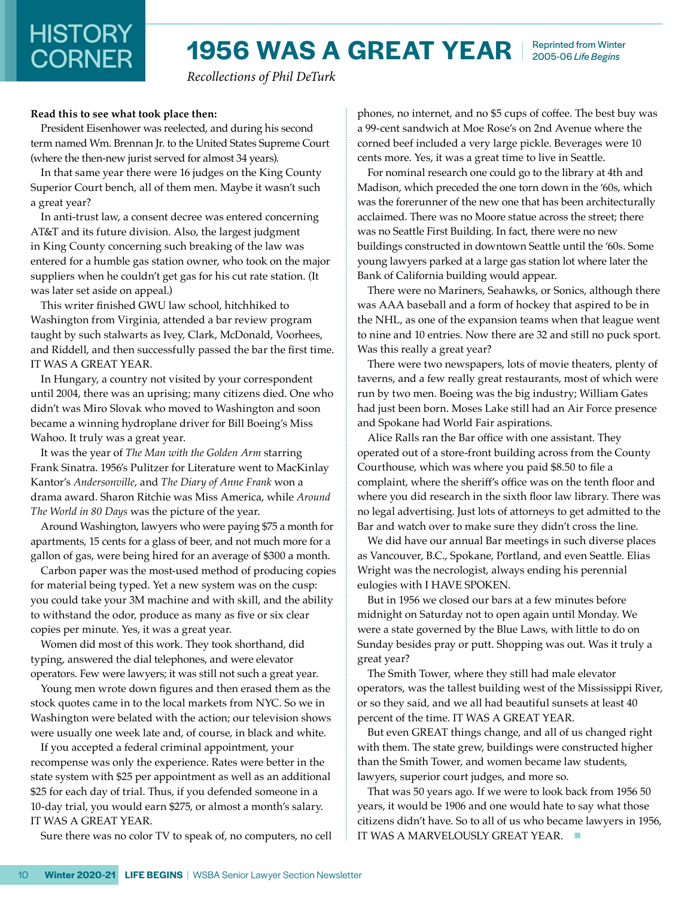# HISTORY CORNER

# 1956 WAS A GREAT YEAR

Reprinted from Winter 2005-06 *Life Begins*

*Recollections of Phil DeTurk*

**Read this to see what took place then:**

President Eisenhower was reelected, and during his second term named Wm. Brennan Jr. to the United States Supreme Court (where the then-new jurist served for almost 34 years).

In that same year there were 16 judges on the King County Superior Court bench, all of them men. Maybe it wasn't such a great year?

In anti-trust law, a consent decree was entered concerning AT&T and its future division. Also, the largest judgment in King County concerning such breaking of the law was entered for a humble gas station owner, who took on the major suppliers when he couldn't get gas for his cut rate station. (It was later set aside on appeal.)

This writer finished GWU law school, hitchhiked to Washington from Virginia, attended a bar review program taught by such stalwarts as Ivey, Clark, McDonald, Voorhees, and Riddell, and then successfully passed the bar the first time. IT WAS A GREAT YEAR.

In Hungary, a country not visited by your correspondent until 2004, there was an uprising; many citizens died. One who didn't was Miro Slovak who moved to Washington and soon became a winning hydroplane driver for Bill Boeing's Miss Wahoo. It truly was a great year.

It was the year of *The Man with the Golden Arm* starring Frank Sinatra. 1956's Pulitzer for Literature went to MacKinlay Kantor's *Andersonville*, and *The Diary of Anne Frank* won a drama award. Sharon Ritchie was Miss America, while *Around The World in 80 Days* was the picture of the year.

Around Washington, lawyers who were paying $75 a month for apartments, 15 cents for a glass of beer, and not much more for a gallon of gas, were being hired for an average of $300 a month.

Carbon paper was the most-used method of producing copies for material being typed. Yet a new system was on the cusp: you could take your 3M machine and with skill, and the ability to withstand the odor, produce as many as five or six clear copies per minute. Yes, it was a great year.

Women did most of this work. They took shorthand, did typing, answered the dial telephones, and were elevator operators. Few were lawyers; it was still not such a great year.

Young men wrote down figures and then erased them as the stock quotes came in to the local markets from NYC. So we in Washington were belated with the action; our television shows were usually one week late and, of course, in black and white.

If you accepted a federal criminal appointment, your recompense was only the experience. Rates were better in the state system with $25 per appointment as well as an additional $25 for each day of trial. Thus, if you defended someone in a 10-day trial, you would earn $275, or almost a month's salary. IT WAS A GREAT YEAR.

Sure there was no color TV to speak of, no computers, no cell phones, no internet, and no $5 cups of coffee. The best buy was a 99-cent sandwich at Moe Rose's on 2nd Avenue where the corned beef included a very large pickle. Beverages were 10 cents more. Yes, it was a great time to live in Seattle.

For nominal research one could go to the library at 4th and Madison, which preceded the one torn down in the '60s, which was the forerunner of the new one that has been architecturally acclaimed. There was no Moore statue across the street; there was no Seattle First Building. In fact, there were no new buildings constructed in downtown Seattle until the '60s. Some young lawyers parked at a large gas station lot where later the Bank of California building would appear.

There were no Mariners, Seahawks, or Sonics, although there was AAA baseball and a form of hockey that aspired to be in the NHL, as one of the expansion teams when that league went to nine and 10 entries. Now there are 32 and still no puck sport. Was this really a great year?

There were two newspapers, lots of movie theaters, plenty of taverns, and a few really great restaurants, most of which were run by two men. Boeing was the big industry; William Gates had just been born. Moses Lake still had an Air Force presence and Spokane had World Fair aspirations.

Alice Ralls ran the Bar office with one assistant. They operated out of a store-front building across from the County Courthouse, which was where you paid $8.50 to file a complaint, where the sheriff's office was on the tenth floor and where you did research in the sixth floor law library. There was no legal advertising. Just lots of attorneys to get admitted to the Bar and watch over to make sure they didn't cross the line.

We did have our annual Bar meetings in such diverse places as Vancouver, B.C., Spokane, Portland, and even Seattle. Elias Wright was the necrologist, always ending his perennial eulogies with I HAVE SPOKEN.

But in 1956 we closed our bars at a few minutes before midnight on Saturday not to open again until Monday. We were a state governed by the Blue Laws, with little to do on Sunday besides pray or putt. Shopping was out. Was it truly a great year?

The Smith Tower, where they still had male elevator operators, was the tallest building west of the Mississippi River, or so they said, and we all had beautiful sunsets at least 40 percent of the time. IT WAS A GREAT YEAR.

But even GREAT things change, and all of us changed right with them. The state grew, buildings were constructed higher than the Smith Tower, and women became law students, lawyers, superior court judges, and more so.

That was 50 years ago. If we were to look back from 1956 50 years, it would be 1906 and one would hate to say what those citizens didn't have. So to all of us who became lawyers in 1956, IT WAS A MARVELOUSLY GREAT YEAR.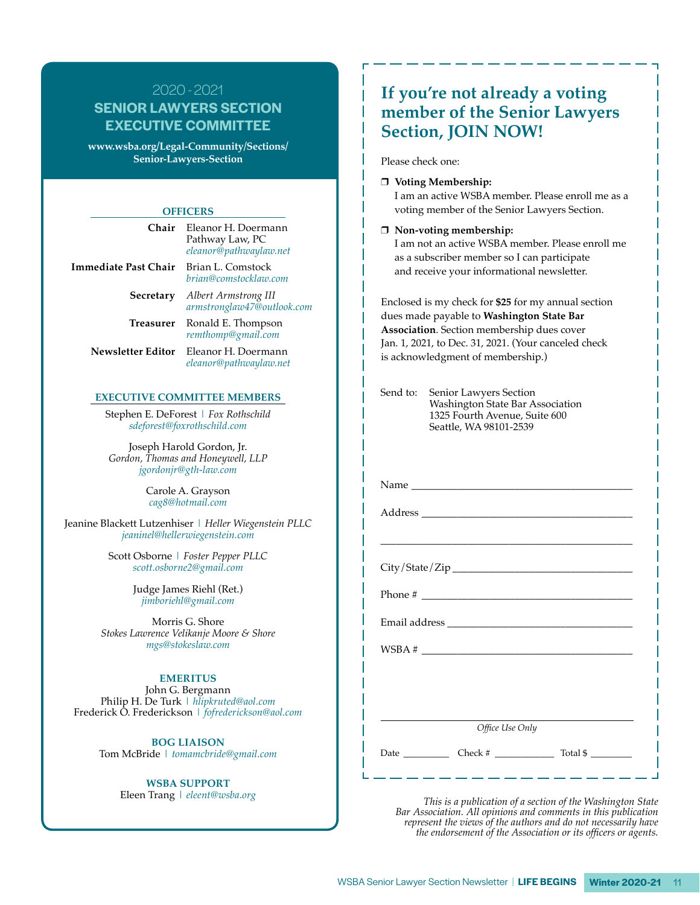## 2020 - 2021
## SENIOR LAWYERS SECTION EXECUTIVE COMMITTEE

**www.wsba.org/Legal-Community/Sections/Senior-Lawyers-Section**

### OFFICERS

**Chair** Eleanor H. Doermann
Pathway Law, PC
*eleanor@pathwaylaw.net*

**Immediate Past Chair** Brian L. Comstock
*brian@comstocklaw.com*

**Secretary** *Albert Armstrong III*
*armstronglaw47@outlook.com*

**Treasurer** Ronald E. Thompson
*remthomp@gmail.com*

**Newsletter Editor** Eleanor H. Doermann
*eleanor@pathwaylaw.net*

### EXECUTIVE COMMITTEE MEMBERS

Stephen E. DeForest | *Fox Rothschild*
*sdeforest@foxrothschild.com*

Joseph Harold Gordon, Jr.
*Gordon, Thomas and Honeywell, LLP*
*jgordonjr@gth-law.com*

Carole A. Grayson
*cag8@hotmail.com*

Jeanine Blackett Lutzenhiser | *Heller Wiegenstein PLLC*
*jeaninel@hellerwiegenstein.com*

Scott Osborne | *Foster Pepper PLLC*
*scott.osborne2@gmail.com*

Judge James Riehl (Ret.)
*jimboriehl@gmail.com*

Morris G. Shore
*Stokes Lawrence Velikanje Moore & Shore*
*mgs@stokeslaw.com*

### EMERITUS

John G. Bergmann
Philip H. De Turk | *hlipkruted@aol.com*
Frederick O. Frederickson | *fofrederickson@aol.com*

### BOG LIAISON

Tom McBride | *tomamcbride@gmail.com*

### WSBA SUPPORT

Eleen Trang | *eleent@wsba.org*

---

## If you're not already a voting member of the Senior Lawyers Section, JOIN NOW!

Please check one:

❐ **Voting Membership:**
I am an active WSBA member. Please enroll me as a voting member of the Senior Lawyers Section.

❐ **Non-voting membership:**
I am not an active WSBA member. Please enroll me as a subscriber member so I can participate and receive your informational newsletter.

Enclosed is my check for **$25** for my annual section dues made payable to **Washington State Bar Association**. Section membership dues cover Jan. 1, 2021, to Dec. 31, 2021. (Your canceled check is acknowledgment of membership.)

Send to: Senior Lawyers Section
Washington State Bar Association
1325 Fourth Avenue, Suite 600
Seattle, WA 98101-2539

Name ________________________________________

Address ______________________________________

_____________________________________________

City/State/Zip _________________________________

Phone # ______________________________________

Email address _________________________________

WSBA # ______________________________________

*Office Use Only*

Date _________ Check # ____________ Total $ ________

*This is a publication of a section of the Washington State Bar Association. All opinions and comments in this publication represent the views of the authors and do not necessarily have the endorsement of the Association or its officers or agents.*